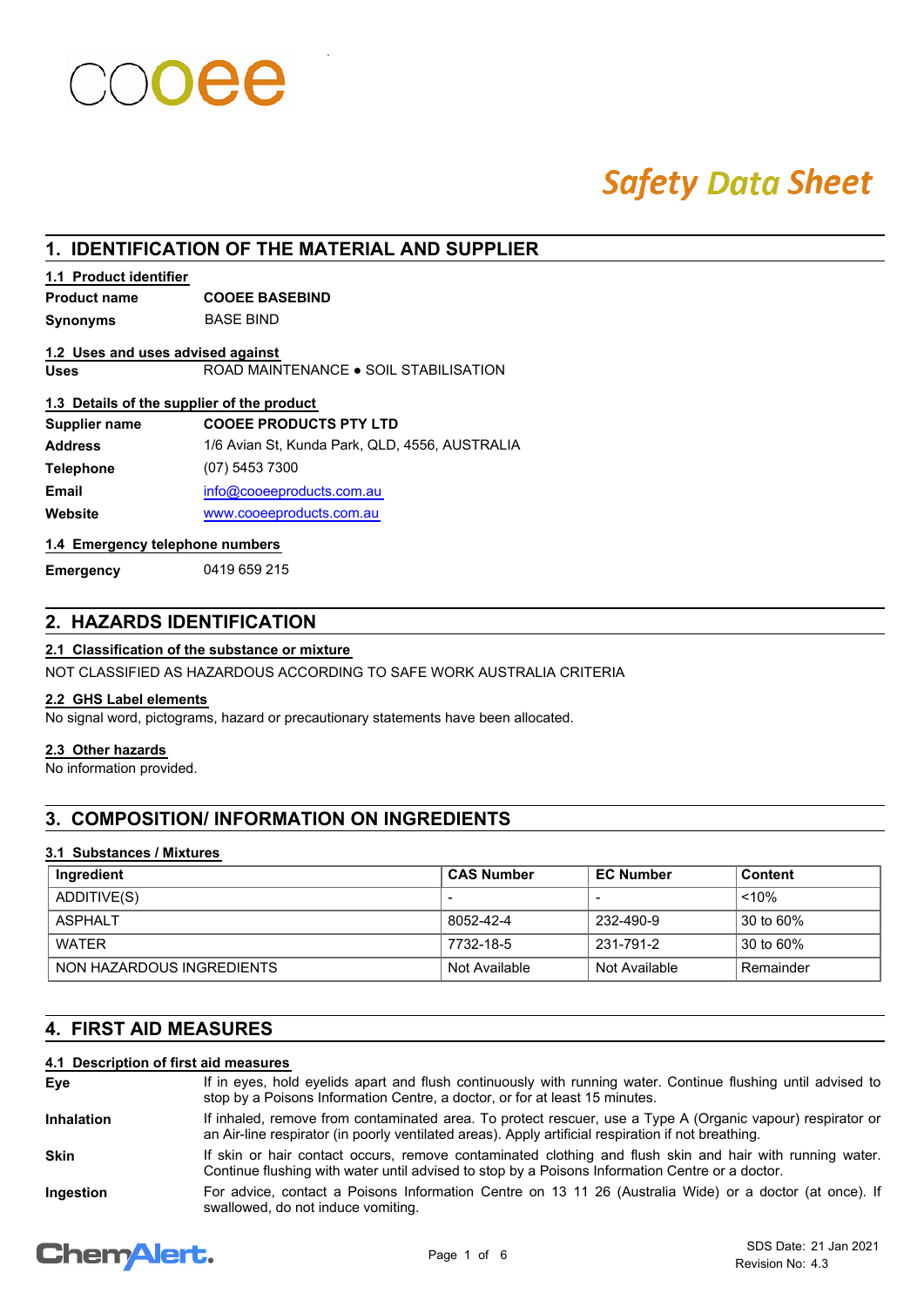cooee

*Safety Data Sheet*

## 1. IDENTIFICATION OF THE MATERIAL AND SUPPLIER

### 1.1 Product identifier

**Product name** **COOEE BASEBIND**

**Synonyms** BASE BIND

### 1.2 Uses and uses advised against

**Uses** ROAD MAINTENANCE ● SOIL STABILISATION

### 1.3 Details of the supplier of the product

**Supplier name** **COOEE PRODUCTS PTY LTD**

**Address** 1/6 Avian St, Kunda Park, QLD, 4556, AUSTRALIA

**Telephone** (07) 5453 7300

**Email** info@cooeeproducts.com.au

**Website** www.cooeeproducts.com.au

### 1.4 Emergency telephone numbers

**Emergency** 0419 659 215

## 2. HAZARDS IDENTIFICATION

### 2.1 Classification of the substance or mixture

NOT CLASSIFIED AS HAZARDOUS ACCORDING TO SAFE WORK AUSTRALIA CRITERIA

### 2.2 GHS Label elements

No signal word, pictograms, hazard or precautionary statements have been allocated.

### 2.3 Other hazards

No information provided.

## 3. COMPOSITION/ INFORMATION ON INGREDIENTS

### 3.1 Substances / Mixtures

| Ingredient | CAS Number | EC Number | Content |
|---|---|---|---|
| ADDITIVE(S) | - | - | <10% |
| ASPHALT | 8052-42-4 | 232-490-9 | 30 to 60% |
| WATER | 7732-18-5 | 231-791-2 | 30 to 60% |
| NON HAZARDOUS INGREDIENTS | Not Available | Not Available | Remainder |

## 4. FIRST AID MEASURES

### 4.1 Description of first aid measures

**Eye** If in eyes, hold eyelids apart and flush continuously with running water. Continue flushing until advised to stop by a Poisons Information Centre, a doctor, or for at least 15 minutes.

**Inhalation** If inhaled, remove from contaminated area. To protect rescuer, use a Type A (Organic vapour) respirator or an Air-line respirator (in poorly ventilated areas). Apply artificial respiration if not breathing.

**Skin** If skin or hair contact occurs, remove contaminated clothing and flush skin and hair with running water. Continue flushing with water until advised to stop by a Poisons Information Centre or a doctor.

**Ingestion** For advice, contact a Poisons Information Centre on 13 11 26 (Australia Wide) or a doctor (at once). If swallowed, do not induce vomiting.

SDS Date: 21 Jan 2021
Revision No: 4.3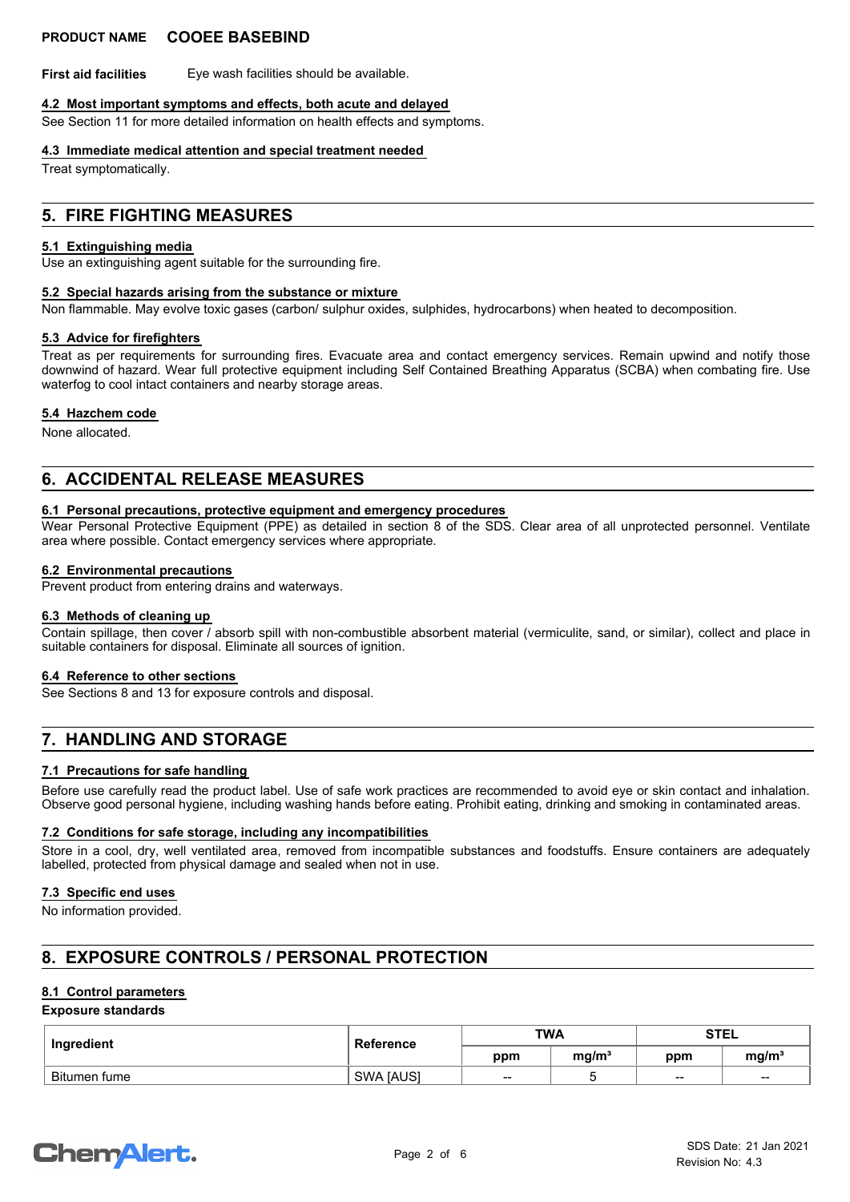**First aid facilities** Eye wash facilities should be available.

### 4.2 Most important symptoms and effects, both acute and delayed

See Section 11 for more detailed information on health effects and symptoms.

### 4.3 Immediate medical attention and special treatment needed

Treat symptomatically.

## 5. FIRE FIGHTING MEASURES

### 5.1 Extinguishing media

Use an extinguishing agent suitable for the surrounding fire.

### 5.2 Special hazards arising from the substance or mixture

Non flammable. May evolve toxic gases (carbon/ sulphur oxides, sulphides, hydrocarbons) when heated to decomposition.

### 5.3 Advice for firefighters

Treat as per requirements for surrounding fires. Evacuate area and contact emergency services. Remain upwind and notify those downwind of hazard. Wear full protective equipment including Self Contained Breathing Apparatus (SCBA) when combating fire. Use waterfog to cool intact containers and nearby storage areas.

### 5.4 Hazchem code

None allocated.

## 6. ACCIDENTAL RELEASE MEASURES

### 6.1 Personal precautions, protective equipment and emergency procedures

Wear Personal Protective Equipment (PPE) as detailed in section 8 of the SDS. Clear area of all unprotected personnel. Ventilate area where possible. Contact emergency services where appropriate.

### 6.2 Environmental precautions

Prevent product from entering drains and waterways.

### 6.3 Methods of cleaning up

Contain spillage, then cover / absorb spill with non-combustible absorbent material (vermiculite, sand, or similar), collect and place in suitable containers for disposal. Eliminate all sources of ignition.

### 6.4 Reference to other sections

See Sections 8 and 13 for exposure controls and disposal.

## 7. HANDLING AND STORAGE

### 7.1 Precautions for safe handling

Before use carefully read the product label. Use of safe work practices are recommended to avoid eye or skin contact and inhalation. Observe good personal hygiene, including washing hands before eating. Prohibit eating, drinking and smoking in contaminated areas.

### 7.2 Conditions for safe storage, including any incompatibilities

Store in a cool, dry, well ventilated area, removed from incompatible substances and foodstuffs. Ensure containers are adequately labelled, protected from physical damage and sealed when not in use.

### 7.3 Specific end uses

No information provided.

## 8. EXPOSURE CONTROLS / PERSONAL PROTECTION

### 8.1 Control parameters

**Exposure standards**

| Ingredient | Reference | TWA | | STEL | |
|---|---|---|---|---|---|
| | | ppm | mg/m³ | ppm | mg/m³ |
| Bitumen fume | SWA [AUS] | -- | 5 | -- | -- |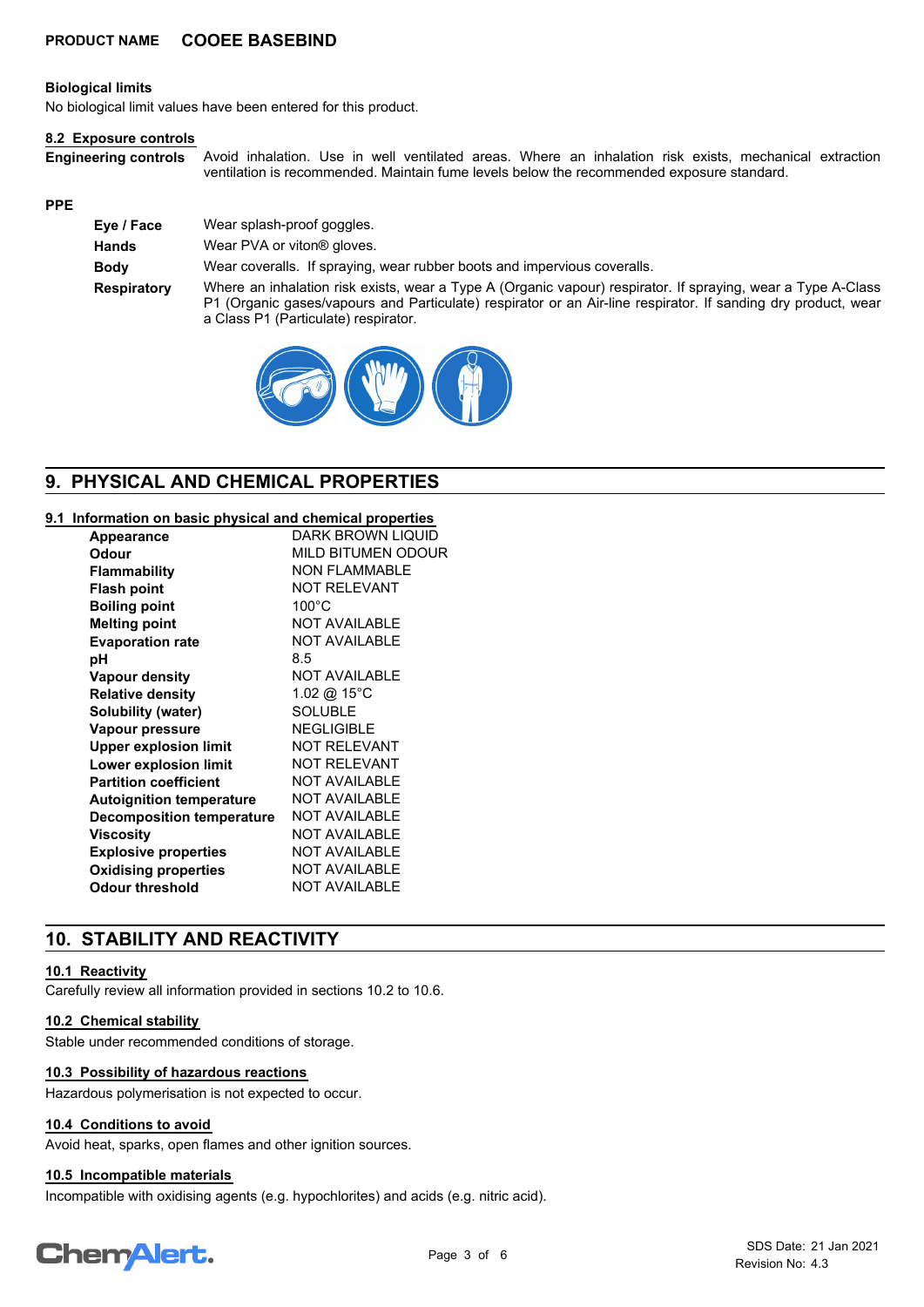**PRODUCT NAME** **COOEE BASEBIND**

**Biological limits**

No biological limit values have been entered for this product.

**8.2 Exposure controls**

**Engineering controls** Avoid inhalation. Use in well ventilated areas. Where an inhalation risk exists, mechanical extraction ventilation is recommended. Maintain fume levels below the recommended exposure standard.

**PPE**

| | |
|---|---|
| **Eye / Face** | Wear splash-proof goggles. |
| **Hands** | Wear PVA or viton® gloves. |
| **Body** | Wear coveralls. If spraying, wear rubber boots and impervious coveralls. |
| **Respiratory** | Where an inhalation risk exists, wear a Type A (Organic vapour) respirator. If spraying, wear a Type A-Class P1 (Organic gases/vapours and Particulate) respirator or an Air-line respirator. If sanding dry product, wear a Class P1 (Particulate) respirator. |

## 9. PHYSICAL AND CHEMICAL PROPERTIES

**9.1 Information on basic physical and chemical properties**

| | |
|---|---|
| **Appearance** | DARK BROWN LIQUID |
| **Odour** | MILD BITUMEN ODOUR |
| **Flammability** | NON FLAMMABLE |
| **Flash point** | NOT RELEVANT |
| **Boiling point** | 100°C |
| **Melting point** | NOT AVAILABLE |
| **Evaporation rate** | NOT AVAILABLE |
| **pH** | 8.5 |
| **Vapour density** | NOT AVAILABLE |
| **Relative density** | 1.02 @ 15°C |
| **Solubility (water)** | SOLUBLE |
| **Vapour pressure** | NEGLIGIBLE |
| **Upper explosion limit** | NOT RELEVANT |
| **Lower explosion limit** | NOT RELEVANT |
| **Partition coefficient** | NOT AVAILABLE |
| **Autoignition temperature** | NOT AVAILABLE |
| **Decomposition temperature** | NOT AVAILABLE |
| **Viscosity** | NOT AVAILABLE |
| **Explosive properties** | NOT AVAILABLE |
| **Oxidising properties** | NOT AVAILABLE |
| **Odour threshold** | NOT AVAILABLE |

## 10. STABILITY AND REACTIVITY

**10.1 Reactivity**

Carefully review all information provided in sections 10.2 to 10.6.

**10.2 Chemical stability**

Stable under recommended conditions of storage.

**10.3 Possibility of hazardous reactions**

Hazardous polymerisation is not expected to occur.

**10.4 Conditions to avoid**

Avoid heat, sparks, open flames and other ignition sources.

**10.5 Incompatible materials**

Incompatible with oxidising agents (e.g. hypochlorites) and acids (e.g. nitric acid).

SDS Date: 21 Jan 2021
Revision No: 4.3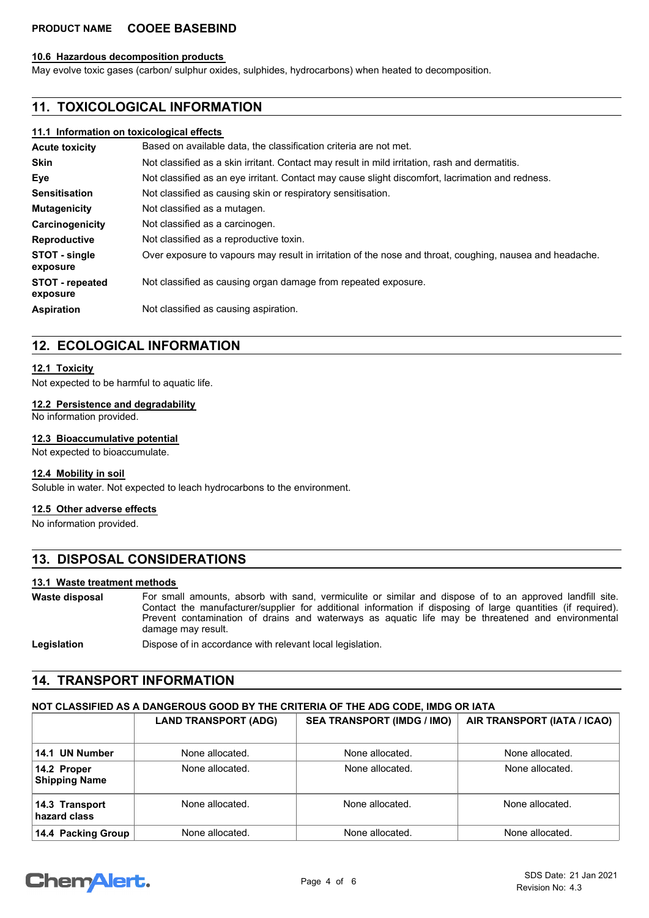### 10.6 Hazardous decomposition products

May evolve toxic gases (carbon/ sulphur oxides, sulphides, hydrocarbons) when heated to decomposition.

## 11. TOXICOLOGICAL INFORMATION

### 11.1 Information on toxicological effects

| | |
|---|---|
| **Acute toxicity** | Based on available data, the classification criteria are not met. |
| **Skin** | Not classified as a skin irritant. Contact may result in mild irritation, rash and dermatitis. |
| **Eye** | Not classified as an eye irritant. Contact may cause slight discomfort, lacrimation and redness. |
| **Sensitisation** | Not classified as causing skin or respiratory sensitisation. |
| **Mutagenicity** | Not classified as a mutagen. |
| **Carcinogenicity** | Not classified as a carcinogen. |
| **Reproductive** | Not classified as a reproductive toxin. |
| **STOT - single exposure** | Over exposure to vapours may result in irritation of the nose and throat, coughing, nausea and headache. |
| **STOT - repeated exposure** | Not classified as causing organ damage from repeated exposure. |
| **Aspiration** | Not classified as causing aspiration. |

## 12. ECOLOGICAL INFORMATION

### 12.1 Toxicity

Not expected to be harmful to aquatic life.

### 12.2 Persistence and degradability

No information provided.

### 12.3 Bioaccumulative potential

Not expected to bioaccumulate.

### 12.4 Mobility in soil

Soluble in water. Not expected to leach hydrocarbons to the environment.

### 12.5 Other adverse effects

No information provided.

## 13. DISPOSAL CONSIDERATIONS

### 13.1 Waste treatment methods

| | |
|---|---|
| **Waste disposal** | For small amounts, absorb with sand, vermiculite or similar and dispose of to an approved landfill site. Contact the manufacturer/supplier for additional information if disposing of large quantities (if required). Prevent contamination of drains and waterways as aquatic life may be threatened and environmental damage may result. |
| **Legislation** | Dispose of in accordance with relevant local legislation. |

## 14. TRANSPORT INFORMATION

**NOT CLASSIFIED AS A DANGEROUS GOOD BY THE CRITERIA OF THE ADG CODE, IMDG OR IATA**

| | LAND TRANSPORT (ADG) | SEA TRANSPORT (IMDG / IMO) | AIR TRANSPORT (IATA / ICAO) |
|---|---|---|---|
| **14.1 UN Number** | None allocated. | None allocated. | None allocated. |
| **14.2 Proper Shipping Name** | None allocated. | None allocated. | None allocated. |
| **14.3 Transport hazard class** | None allocated. | None allocated. | None allocated. |
| **14.4 Packing Group** | None allocated. | None allocated. | None allocated. |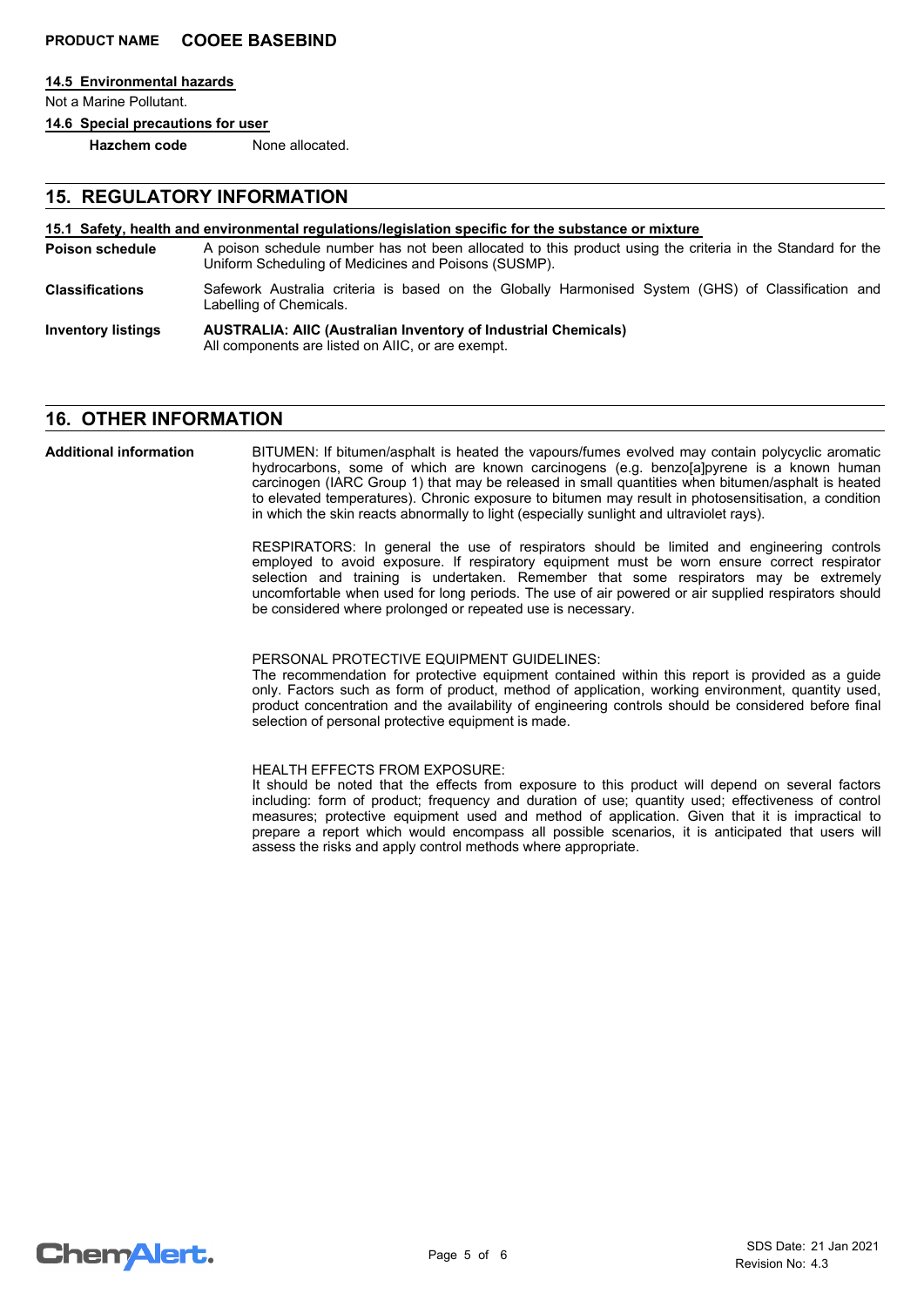### 14.5 Environmental hazards

Not a Marine Pollutant.

### 14.6 Special precautions for user

**Hazchem code** None allocated.

## 15. REGULATORY INFORMATION

### 15.1 Safety, health and environmental regulations/legislation specific for the substance or mixture

**Poison schedule** A poison schedule number has not been allocated to this product using the criteria in the Standard for the Uniform Scheduling of Medicines and Poisons (SUSMP).

**Classifications** Safework Australia criteria is based on the Globally Harmonised System (GHS) of Classification and Labelling of Chemicals.

**Inventory listings** **AUSTRALIA: AIIC (Australian Inventory of Industrial Chemicals)**
All components are listed on AIIC, or are exempt.

## 16. OTHER INFORMATION

**Additional information**

BITUMEN: If bitumen/asphalt is heated the vapours/fumes evolved may contain polycyclic aromatic hydrocarbons, some of which are known carcinogens (e.g. benzo[a]pyrene is a known human carcinogen (IARC Group 1) that may be released in small quantities when bitumen/asphalt is heated to elevated temperatures). Chronic exposure to bitumen may result in photosensitisation, a condition in which the skin reacts abnormally to light (especially sunlight and ultraviolet rays).

RESPIRATORS: In general the use of respirators should be limited and engineering controls employed to avoid exposure. If respiratory equipment must be worn ensure correct respirator selection and training is undertaken. Remember that some respirators may be extremely uncomfortable when used for long periods. The use of air powered or air supplied respirators should be considered where prolonged or repeated use is necessary.

PERSONAL PROTECTIVE EQUIPMENT GUIDELINES:
The recommendation for protective equipment contained within this report is provided as a guide only. Factors such as form of product, method of application, working environment, quantity used, product concentration and the availability of engineering controls should be considered before final selection of personal protective equipment is made.

HEALTH EFFECTS FROM EXPOSURE:
It should be noted that the effects from exposure to this product will depend on several factors including: form of product; frequency and duration of use; quantity used; effectiveness of control measures; protective equipment used and method of application. Given that it is impractical to prepare a report which would encompass all possible scenarios, it is anticipated that users will assess the risks and apply control methods where appropriate.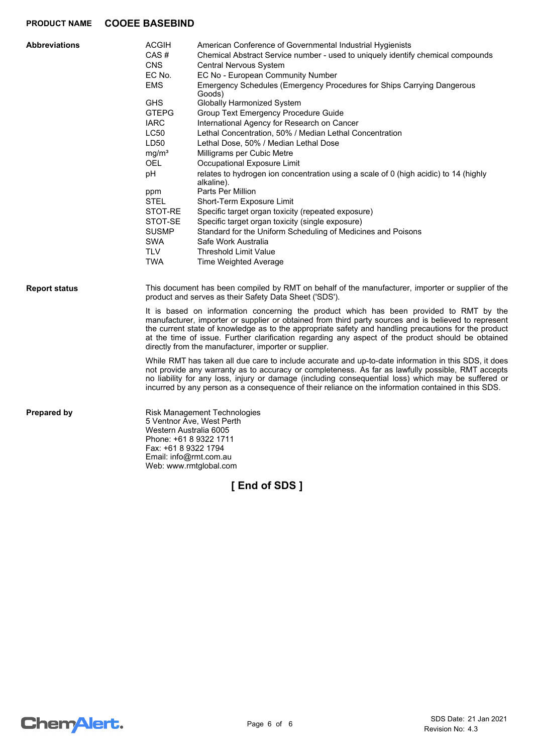**PRODUCT NAME COOEE BASEBIND**

**Abbreviations**

| | |
|---|---|
| ACGIH | American Conference of Governmental Industrial Hygienists |
| CAS # | Chemical Abstract Service number - used to uniquely identify chemical compounds |
| CNS | Central Nervous System |
| EC No. | EC No - European Community Number |
| EMS | Emergency Schedules (Emergency Procedures for Ships Carrying Dangerous Goods) |
| GHS | Globally Harmonized System |
| GTEPG | Group Text Emergency Procedure Guide |
| IARC | International Agency for Research on Cancer |
| LC50 | Lethal Concentration, 50% / Median Lethal Concentration |
| LD50 | Lethal Dose, 50% / Median Lethal Dose |
| $mg/m^3$ | Milligrams per Cubic Metre |
| OEL | Occupational Exposure Limit |
| pH | relates to hydrogen ion concentration using a scale of 0 (high acidic) to 14 (highly alkaline). |
| ppm | Parts Per Million |
| STEL | Short-Term Exposure Limit |
| STOT-RE | Specific target organ toxicity (repeated exposure) |
| STOT-SE | Specific target organ toxicity (single exposure) |
| SUSMP | Standard for the Uniform Scheduling of Medicines and Poisons |
| SWA | Safe Work Australia |
| TLV | Threshold Limit Value |
| TWA | Time Weighted Average |

**Report status**

This document has been compiled by RMT on behalf of the manufacturer, importer or supplier of the product and serves as their Safety Data Sheet ('SDS').

It is based on information concerning the product which has been provided to RMT by the manufacturer, importer or supplier or obtained from third party sources and is believed to represent the current state of knowledge as to the appropriate safety and handling precautions for the product at the time of issue. Further clarification regarding any aspect of the product should be obtained directly from the manufacturer, importer or supplier.

While RMT has taken all due care to include accurate and up-to-date information in this SDS, it does not provide any warranty as to accuracy or completeness. As far as lawfully possible, RMT accepts no liability for any loss, injury or damage (including consequential loss) which may be suffered or incurred by any person as a consequence of their reliance on the information contained in this SDS.

**Prepared by**

Risk Management Technologies
5 Ventnor Ave, West Perth
Western Australia 6005
Phone: +61 8 9322 1711
Fax: +61 8 9322 1794
Email: info@rmt.com.au
Web: www.rmtglobal.com

**[ End of SDS ]**

SDS Date: 21 Jan 2021
Revision No: 4.3